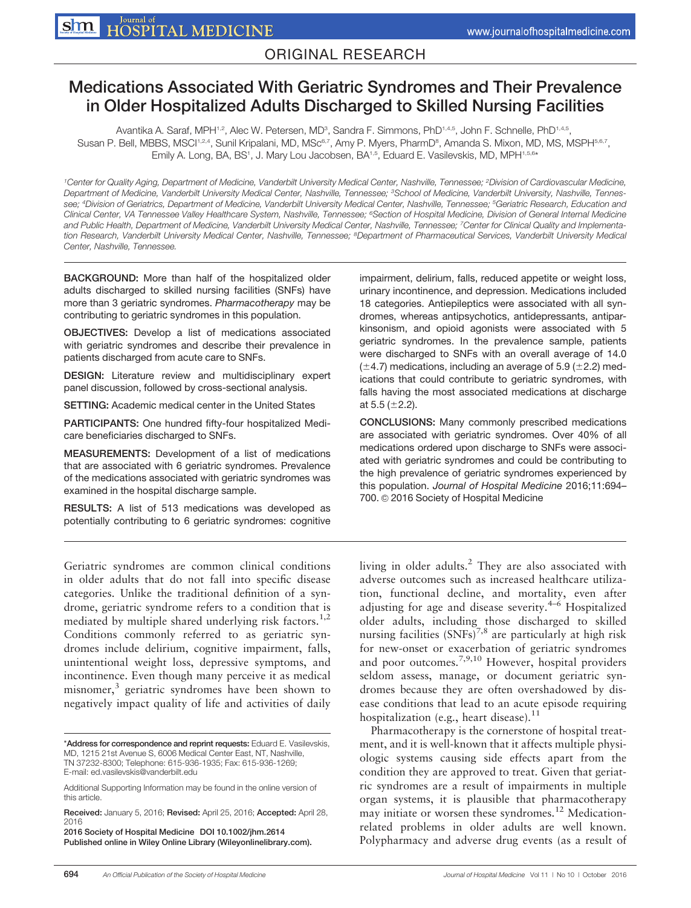ORIGINAL RESEARCH

# Medications Associated With Geriatric Syndromes and Their Prevalence in Older Hospitalized Adults Discharged to Skilled Nursing Facilities

Avantika A. Saraf, MPH[1,2], Alec W. Petersen, MD[3], Sandra F. Simmons, PhD[1,4,5], John F. Schnelle, PhD[1,4,5], Susan P. Bell, MBBS, MSCI[1,2,4], Sunil Kripalani, MD, MSc[6,7], Amy P. Myers, PharmD[8], Amanda S. Mixon, MD, MS, MSPH[5,6,7], Emily A. Long, BA, BS[1], J. Mary Lou Jacobsen, BA[1,5], Eduard E. Vasilevskis, MD, MPH[1,5,6]*

[1]Center for Quality Aging, Department of Medicine, Vanderbilt University Medical Center, Nashville, Tennessee; [2]Division of Cardiovascular Medicine, Department of Medicine, Vanderbilt University Medical Center, Nashville, Tennessee; [3]School of Medicine, Vanderbilt University, Nashville, Tennessee; [4]Division of Geriatrics, Department of Medicine, Vanderbilt University Medical Center, Nashville, Tennessee; [5]Geriatric Research, Education and Clinical Center, VA Tennessee Valley Healthcare System, Nashville, Tennessee; [6]Section of Hospital Medicine, Division of General Internal Medicine and Public Health, Department of Medicine, Vanderbilt University Medical Center, Nashville, Tennessee; [7]Center for Clinical Quality and Implementation Research, Vanderbilt University Medical Center, Nashville, Tennessee; [8]Department of Pharmaceutical Services, Vanderbilt University Medical Center, Nashville, Tennessee.

**BACKGROUND:** More than half of the hospitalized older adults discharged to skilled nursing facilities (SNFs) have more than 3 geriatric syndromes. *Pharmacotherapy* may be contributing to geriatric syndromes in this population.

**OBJECTIVES:** Develop a list of medications associated with geriatric syndromes and describe their prevalence in patients discharged from acute care to SNFs.

**DESIGN:** Literature review and multidisciplinary expert panel discussion, followed by cross-sectional analysis.

**SETTING:** Academic medical center in the United States

**PARTICIPANTS:** One hundred fifty-four hospitalized Medicare beneficiaries discharged to SNFs.

**MEASUREMENTS:** Development of a list of medications that are associated with 6 geriatric syndromes. Prevalence of the medications associated with geriatric syndromes was examined in the hospital discharge sample.

**RESULTS:** A list of 513 medications was developed as potentially contributing to 6 geriatric syndromes: cognitive impairment, delirium, falls, reduced appetite or weight loss, urinary incontinence, and depression. Medications included 18 categories. Antiepileptics were associated with all syndromes, whereas antipsychotics, antidepressants, antiparkinsonism, and opioid agonists were associated with 5 geriatric syndromes. In the prevalence sample, patients were discharged to SNFs with an overall average of 14.0 (±4.7) medications, including an average of 5.9 (±2.2) medications that could contribute to geriatric syndromes, with falls having the most associated medications at discharge at 5.5 (±2.2).

**CONCLUSIONS:** Many commonly prescribed medications are associated with geriatric syndromes. Over 40% of all medications ordered upon discharge to SNFs were associated with geriatric syndromes and could be contributing to the high prevalence of geriatric syndromes experienced by this population. *Journal of Hospital Medicine* 2016;11:694–700. © 2016 Society of Hospital Medicine

Geriatric syndromes are common clinical conditions in older adults that do not fall into specific disease categories. Unlike the traditional definition of a syndrome, geriatric syndrome refers to a condition that is mediated by multiple shared underlying risk factors.[1,2] Conditions commonly referred to as geriatric syndromes include delirium, cognitive impairment, falls, unintentional weight loss, depressive symptoms, and incontinence. Even though many perceive it as medical misnomer,[3] geriatric syndromes have been shown to negatively impact quality of life and activities of daily living in older adults.[2] They are also associated with adverse outcomes such as increased healthcare utilization, functional decline, and mortality, even after adjusting for age and disease severity.[4–6] Hospitalized older adults, including those discharged to skilled nursing facilities (SNFs)[7,8] are particularly at high risk for new-onset or exacerbation of geriatric syndromes and poor outcomes.[7,9,10] However, hospital providers seldom assess, manage, or document geriatric syndromes because they are often overshadowed by disease conditions that lead to an acute episode requiring hospitalization (e.g., heart disease).[11]

Pharmacotherapy is the cornerstone of hospital treatment, and it is well-known that it affects multiple physiologic systems causing side effects apart from the condition they are approved to treat. Given that geriatric syndromes are a result of impairments in multiple organ systems, it is plausible that pharmacotherapy may initiate or worsen these syndromes.[12] Medication-related problems in older adults are well known. Polypharmacy and adverse drug events (as a result of

*Address for correspondence and reprint requests: Eduard E. Vasilevskis, MD, 1215 21st Avenue S, 6006 Medical Center East, NT, Nashville, TN 37232-8300; Telephone: 615-936-1935; Fax: 615-936-1269; E-mail: ed.vasilevskis@vanderbilt.edu

Additional Supporting Information may be found in the online version of this article.

**Received:** January 5, 2016; **Revised:** April 25, 2016; **Accepted:** April 28, 2016

**2016 Society of Hospital Medicine DOI 10.1002/jhm.2614**
**Published online in Wiley Online Library (Wileyonlinelibrary.com).**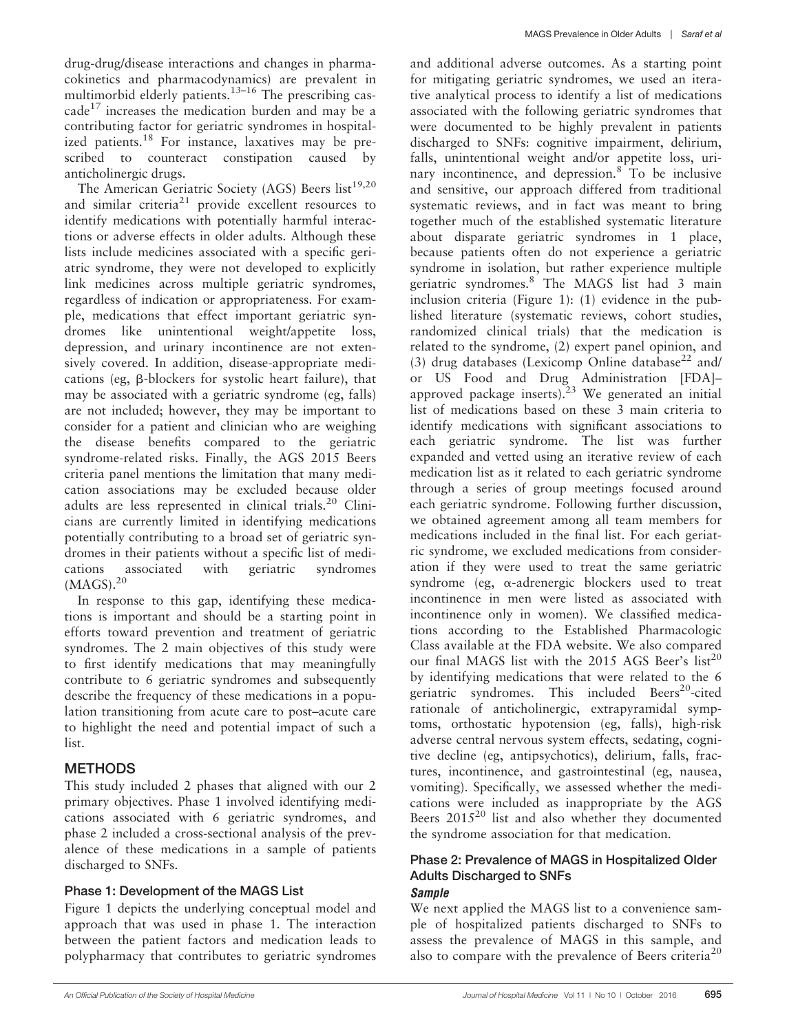drug-drug/disease interactions and changes in pharmacokinetics and pharmacodynamics) are prevalent in multimorbid elderly patients.[13–16] The prescribing cascade[17] increases the medication burden and may be a contributing factor for geriatric syndromes in hospitalized patients.[18] For instance, laxatives may be prescribed to counteract constipation caused by anticholinergic drugs.

The American Geriatric Society (AGS) Beers list[19,20] and similar criteria[21] provide excellent resources to identify medications with potentially harmful interactions or adverse effects in older adults. Although these lists include medicines associated with a specific geriatric syndrome, they were not developed to explicitly link medicines across multiple geriatric syndromes, regardless of indication or appropriateness. For example, medications that effect important geriatric syndromes like unintentional weight/appetite loss, depression, and urinary incontinence are not extensively covered. In addition, disease-appropriate medications (eg, β-blockers for systolic heart failure), that may be associated with a geriatric syndrome (eg, falls) are not included; however, they may be important to consider for a patient and clinician who are weighing the disease benefits compared to the geriatric syndrome-related risks. Finally, the AGS 2015 Beers criteria panel mentions the limitation that many medication associations may be excluded because older adults are less represented in clinical trials.[20] Clinicians are currently limited in identifying medications potentially contributing to a broad set of geriatric syndromes in their patients without a specific list of medications associated with geriatric syndromes (MAGS).[20]

In response to this gap, identifying these medications is important and should be a starting point in efforts toward prevention and treatment of geriatric syndromes. The 2 main objectives of this study were to first identify medications that may meaningfully contribute to 6 geriatric syndromes and subsequently describe the frequency of these medications in a population transitioning from acute care to post–acute care to highlight the need and potential impact of such a list.

## METHODS

This study included 2 phases that aligned with our 2 primary objectives. Phase 1 involved identifying medications associated with 6 geriatric syndromes, and phase 2 included a cross-sectional analysis of the prevalence of these medications in a sample of patients discharged to SNFs.

### Phase 1: Development of the MAGS List

Figure 1 depicts the underlying conceptual model and approach that was used in phase 1. The interaction between the patient factors and medication leads to polypharmacy that contributes to geriatric syndromes and additional adverse outcomes. As a starting point for mitigating geriatric syndromes, we used an iterative analytical process to identify a list of medications associated with the following geriatric syndromes that were documented to be highly prevalent in patients discharged to SNFs: cognitive impairment, delirium, falls, unintentional weight and/or appetite loss, urinary incontinence, and depression.[8] To be inclusive and sensitive, our approach differed from traditional systematic reviews, and in fact was meant to bring together much of the established systematic literature about disparate geriatric syndromes in 1 place, because patients often do not experience a geriatric syndrome in isolation, but rather experience multiple geriatric syndromes.[8] The MAGS list had 3 main inclusion criteria (Figure 1): (1) evidence in the published literature (systematic reviews, cohort studies, randomized clinical trials) that the medication is related to the syndrome, (2) expert panel opinion, and (3) drug databases (Lexicomp Online database[22] and/or US Food and Drug Administration [FDA]–approved package inserts).[23] We generated an initial list of medications based on these 3 main criteria to identify medications with significant associations to each geriatric syndrome. The list was further expanded and vetted using an iterative review of each medication list as it related to each geriatric syndrome through a series of group meetings focused around each geriatric syndrome. Following further discussion, we obtained agreement among all team members for medications included in the final list. For each geriatric syndrome, we excluded medications from consideration if they were used to treat the same geriatric syndrome (eg, α-adrenergic blockers used to treat incontinence in men were listed as associated with incontinence only in women). We classified medications according to the Established Pharmacologic Class available at the FDA website. We also compared our final MAGS list with the 2015 AGS Beer's list[20] by identifying medications that were related to the 6 geriatric syndromes. This included Beers[20]-cited rationale of anticholinergic, extrapyramidal symptoms, orthostatic hypotension (eg, falls), high-risk adverse central nervous system effects, sedating, cognitive decline (eg, antipsychotics), delirium, falls, fractures, incontinence, and gastrointestinal (eg, nausea, vomiting). Specifically, we assessed whether the medications were included as inappropriate by the AGS Beers 2015[20] list and also whether they documented the syndrome association for that medication.

### Phase 2: Prevalence of MAGS in Hospitalized Older Adults Discharged to SNFs

#### *Sample*

We next applied the MAGS list to a convenience sample of hospitalized patients discharged to SNFs to assess the prevalence of MAGS in this sample, and also to compare with the prevalence of Beers criteria[20]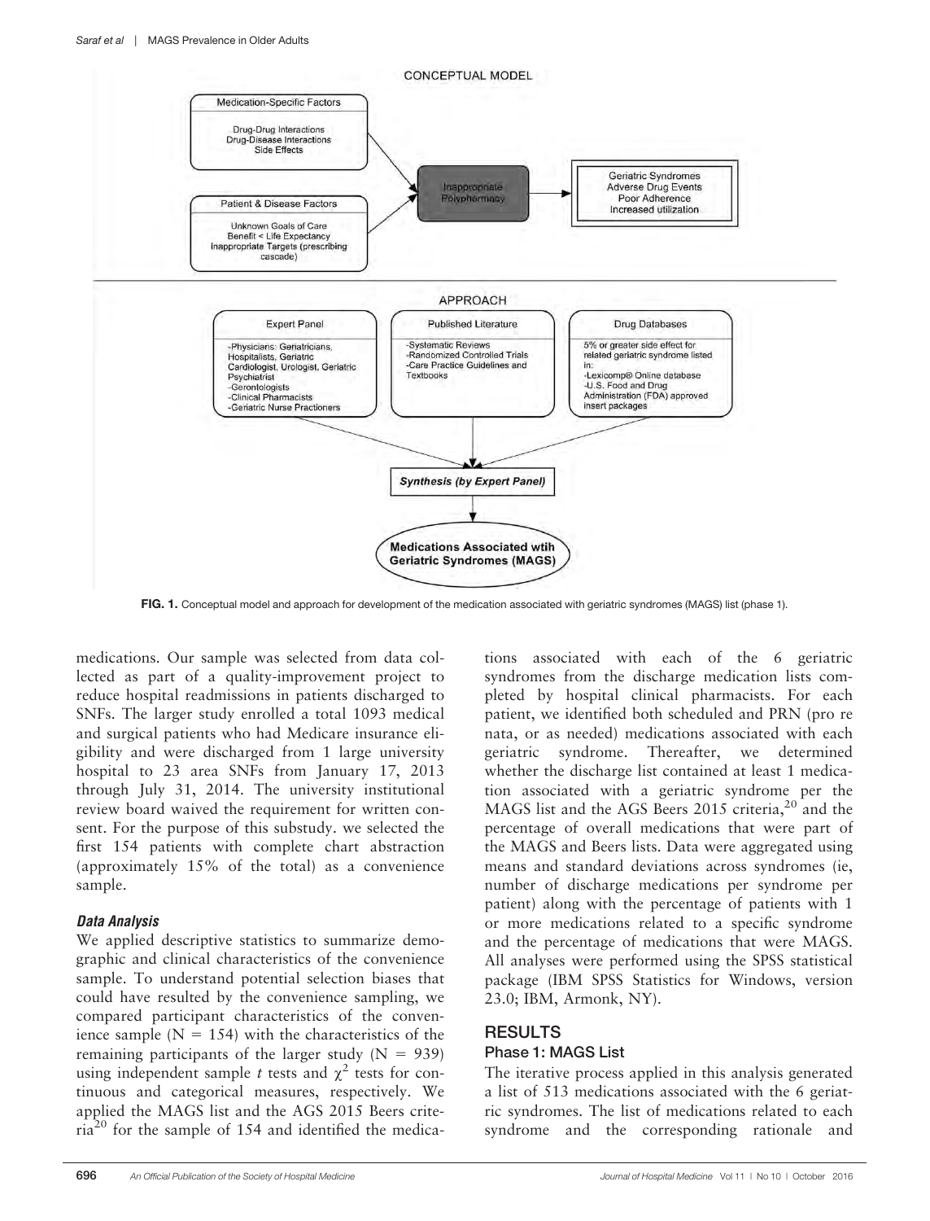CONCEPTUAL MODEL

Medication-Specific Factors

Drug-Drug Interactions
Drug-Disease Interactions
Side Effects

Patient & Disease Factors

Unknown Goals of Care
Benefit < Life Expectancy
Inappropriate Targets (prescribing cascade)

Inappropriate Polypharmacy

Geriatric Syndromes
Adverse Drug Events
Poor Adherence
Increased utilization

APPROACH

Expert Panel

-Physicians: Geriatricians, Hospitalists, Geriatric Cardiologist, Urologist, Geriatric Psychiatrist
-Gerontologists
-Clinical Pharmacists
-Geriatric Nurse Practioners

Published Literature

-Systematic Reviews
-Randomized Controlled Trials
-Care Practice Guidelines and Textbooks

Drug Databases

5% or greater side effect for related geriatric syndrome listed in:
-Lexicomp® Online database
-U.S. Food and Drug Administration (FDA) approved insert packages

*Synthesis (by Expert Panel)*

**Medications Associated wtih Geriatric Syndromes (MAGS)**

**FIG. 1.** Conceptual model and approach for development of the medication associated with geriatric syndromes (MAGS) list (phase 1).

medications. Our sample was selected from data collected as part of a quality-improvement project to reduce hospital readmissions in patients discharged to SNFs. The larger study enrolled a total 1093 medical and surgical patients who had Medicare insurance eligibility and were discharged from 1 large university hospital to 23 area SNFs from January 17, 2013 through July 31, 2014. The university institutional review board waived the requirement for written consent. For the purpose of this substudy. we selected the first 154 patients with complete chart abstraction (approximately 15% of the total) as a convenience sample.

### *Data Analysis*

We applied descriptive statistics to summarize demographic and clinical characteristics of the convenience sample. To understand potential selection biases that could have resulted by the convenience sampling, we compared participant characteristics of the convenience sample (N = 154) with the characteristics of the remaining participants of the larger study (N = 939) using independent sample *t* tests and $\chi^2$ tests for continuous and categorical measures, respectively. We applied the MAGS list and the AGS 2015 Beers criteria[20] for the sample of 154 and identified the medications associated with each of the 6 geriatric syndromes from the discharge medication lists completed by hospital clinical pharmacists. For each patient, we identified both scheduled and PRN (pro re nata, or as needed) medications associated with each geriatric syndrome. Thereafter, we determined whether the discharge list contained at least 1 medication associated with a geriatric syndrome per the MAGS list and the AGS Beers 2015 criteria,[20] and the percentage of overall medications that were part of the MAGS and Beers lists. Data were aggregated using means and standard deviations across syndromes (ie, number of discharge medications per syndrome per patient) along with the percentage of patients with 1 or more medications related to a specific syndrome and the percentage of medications that were MAGS. All analyses were performed using the SPSS statistical package (IBM SPSS Statistics for Windows, version 23.0; IBM, Armonk, NY).

## RESULTS

### Phase 1: MAGS List

The iterative process applied in this analysis generated a list of 513 medications associated with the 6 geriatric syndromes. The list of medications related to each syndrome and the corresponding rationale and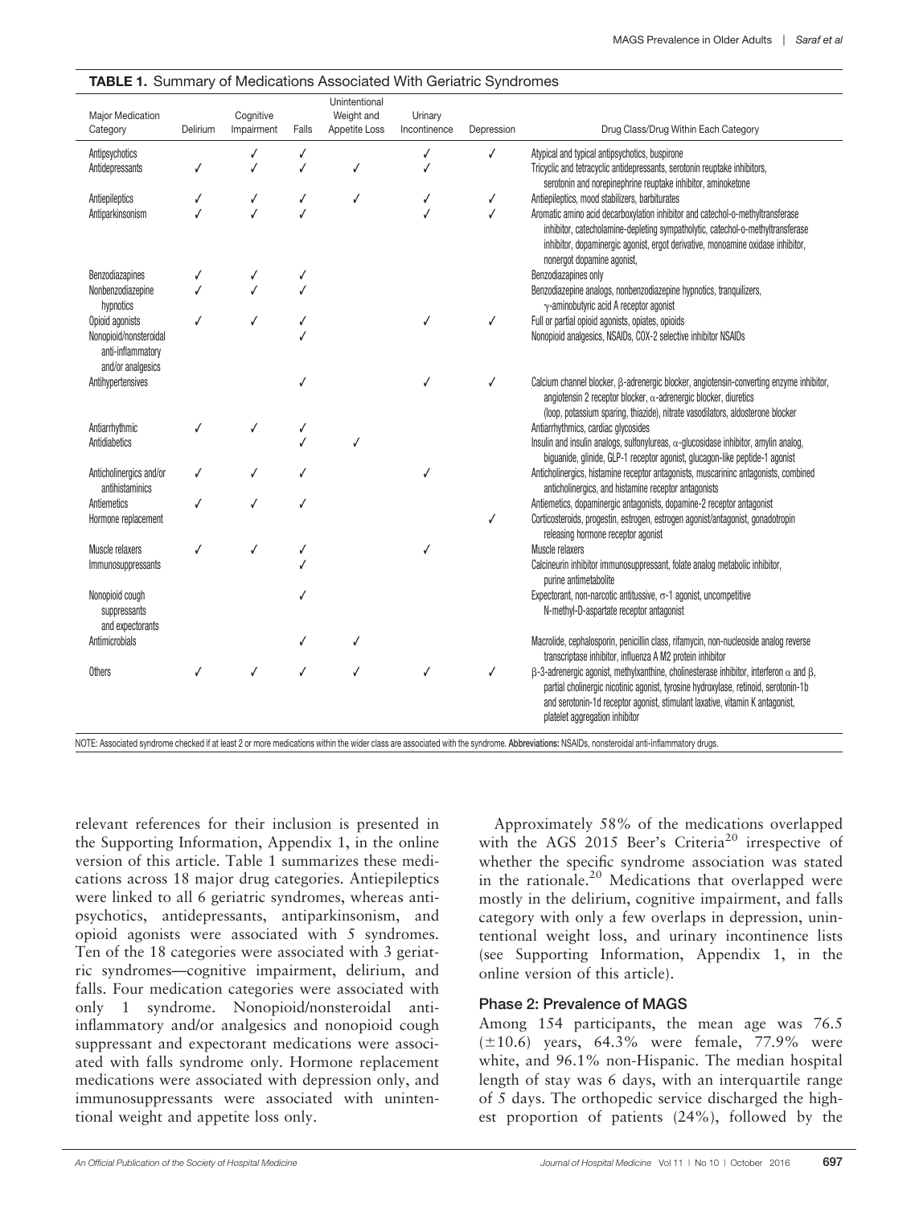**TABLE 1.** Summary of Medications Associated With Geriatric Syndromes

| Major Medication Category | Delirium | Cognitive Impairment | Falls | Unintentional Weight and Appetite Loss | Urinary Incontinence | Depression | Drug Class/Drug Within Each Category |
|---|---|---|---|---|---|---|---|
| Antipsychotics | | ✓ | ✓ | | ✓ | ✓ | Atypical and typical antipsychotics, buspirone |
| Antidepressants | ✓ | ✓ | ✓ | ✓ | ✓ | | Tricyclic and tetracyclic antidepressants, serotonin reuptake inhibitors, serotonin and norepinephrine reuptake inhibitor, aminoketone |
| Antiepileptics | ✓ | ✓ | ✓ | ✓ | ✓ | ✓ | Antiepileptics, mood stabilizers, barbiturates |
| Antiparkinsonism | ✓ | ✓ | ✓ | | ✓ | ✓ | Aromatic amino acid decarboxylation inhibitor and catechol-o-methyltransferase inhibitor, catecholamine-depleting sympatholytic, catechol-o-methyltransferase inhibitor, dopaminergic agonist, ergot derivative, monoamine oxidase inhibitor, nonergot dopamine agonist, |
| Benzodiazapines | ✓ | ✓ | ✓ | | | | Benzodiazapines only |
| Nonbenzodiazepine hypnotics | ✓ | ✓ | ✓ | | | | Benzodiazepine analogs, nonbenzodiazepine hypnotics, tranquilizers, γ-aminobutyric acid A receptor agonist |
| Opioid agonists | ✓ | ✓ | ✓ | | ✓ | ✓ | Full or partial opioid agonists, opiates, opioids |
| Nonopioid/nonsteroidal anti-inflammatory and/or analgesics | | | ✓ | | | | Nonopioid analgesics, NSAIDs, COX-2 selective inhibitor NSAIDs |
| Antihypertensives | | | ✓ | | ✓ | ✓ | Calcium channel blocker, β-adrenergic blocker, angiotensin-converting enzyme inhibitor, angiotensin 2 receptor blocker, α-adrenergic blocker, diuretics (loop, potassium sparing, thiazide), nitrate vasodilators, aldosterone blocker |
| Antiarrhythmic | ✓ | ✓ | ✓ | | | | Antiarrhythmics, cardiac glycosides |
| Antidiabetics | | | ✓ | ✓ | | | Insulin and insulin analogs, sulfonylureas, α-glucosidase inhibitor, amylin analog, biguanide, glinide, GLP-1 receptor agonist, glucagon-like peptide-1 agonist |
| Anticholinergics and/or antihistaminics | ✓ | ✓ | ✓ | | ✓ | | Anticholinergics, histamine receptor antagonists, muscarininc antagonists, combined anticholinergics, and histamine receptor antagonists |
| Antiemetics | ✓ | ✓ | ✓ | | | | Antiemetics, dopaminergic antagonists, dopamine-2 receptor antagonist |
| Hormone replacement | | | | | | ✓ | Corticosteroids, progestin, estrogen, estrogen agonist/antagonist, gonadotropin releasing hormone receptor agonist |
| Muscle relaxers | ✓ | ✓ | ✓ | | ✓ | | Muscle relaxers |
| Immunosuppressants | | | ✓ | | | | Calcineurin inhibitor immunosuppressant, folate analog metabolic inhibitor, purine antimetabolite |
| Nonopioid cough suppressants and expectorants | | | ✓ | | | | Expectorant, non-narcotic antitussive, σ-1 agonist, uncompetitive N-methyl-D-aspartate receptor antagonist |
| Antimicrobials | | | ✓ | ✓ | | | Macrolide, cephalosporin, penicillin class, rifamycin, non-nucleoside analog reverse transcriptase inhibitor, influenza A M2 protein inhibitor |
| Others | ✓ | ✓ | ✓ | ✓ | ✓ | ✓ | β-3-adrenergic agonist, methylxanthine, cholinesterase inhibitor, interferon α and β, partial cholinergic nicotinic agonist, tyrosine hydroxylase, retinoid, serotonin-1b and serotonin-1d receptor agonist, stimulant laxative, vitamin K antagonist, platelet aggregation inhibitor |

NOTE: Associated syndrome checked if at least 2 or more medications within the wider class are associated with the syndrome. **Abbreviations:** NSAIDs, nonsteroidal anti-inflammatory drugs.

relevant references for their inclusion is presented in the Supporting Information, Appendix 1, in the online version of this article. Table 1 summarizes these medications across 18 major drug categories. Antiepileptics were linked to all 6 geriatric syndromes, whereas antipsychotics, antidepressants, antiparkinsonism, and opioid agonists were associated with 5 syndromes. Ten of the 18 categories were associated with 3 geriatric syndromes—cognitive impairment, delirium, and falls. Four medication categories were associated with only 1 syndrome. Nonopioid/nonsteroidal anti-inflammatory and/or analgesics and nonopioid cough suppressant and expectorant medications were associated with falls syndrome only. Hormone replacement medications were associated with depression only, and immunosuppressants were associated with unintentional weight and appetite loss only.

Approximately 58% of the medications overlapped with the AGS 2015 Beer's Criteria[20] irrespective of whether the specific syndrome association was stated in the rationale.[20] Medications that overlapped were mostly in the delirium, cognitive impairment, and falls category with only a few overlaps in depression, unintentional weight loss, and urinary incontinence lists (see Supporting Information, Appendix 1, in the online version of this article).

### Phase 2: Prevalence of MAGS

Among 154 participants, the mean age was 76.5 (±10.6) years, 64.3% were female, 77.9% were white, and 96.1% non-Hispanic. The median hospital length of stay was 6 days, with an interquartile range of 5 days. The orthopedic service discharged the highest proportion of patients (24%), followed by the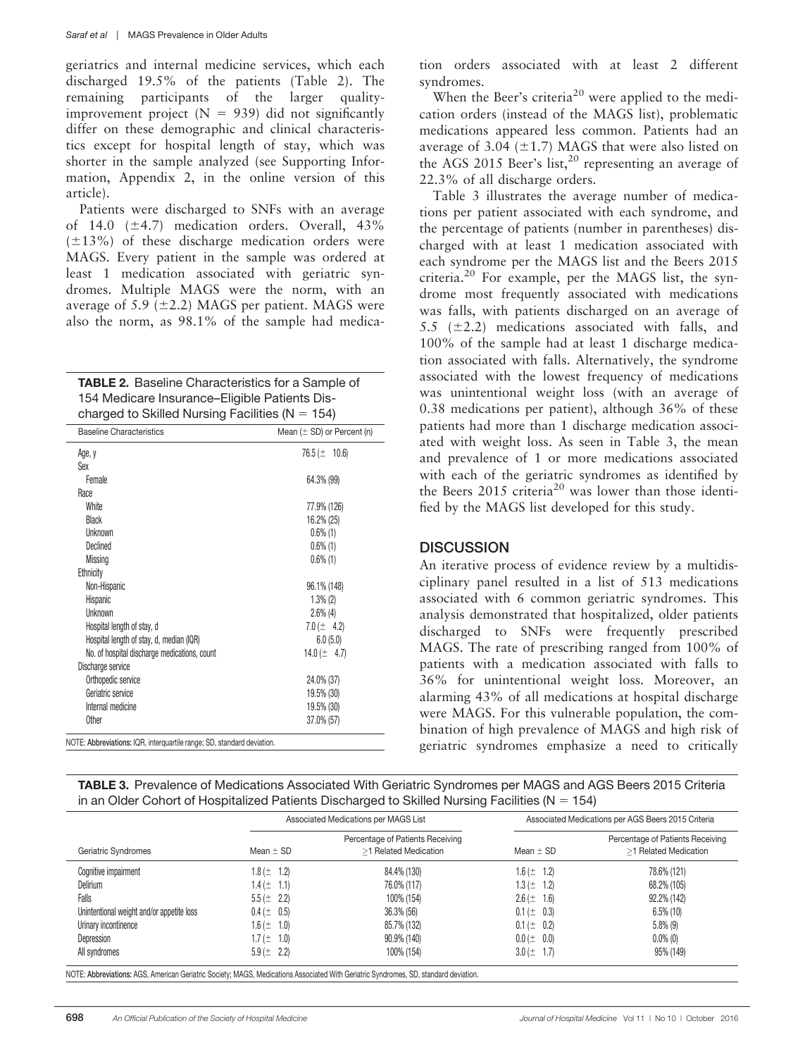geriatrics and internal medicine services, which each discharged 19.5% of the patients (Table 2). The remaining participants of the larger quality-improvement project (N = 939) did not significantly differ on these demographic and clinical characteristics except for hospital length of stay, which was shorter in the sample analyzed (see Supporting Information, Appendix 2, in the online version of this article).

Patients were discharged to SNFs with an average of 14.0 (±4.7) medication orders. Overall, 43% (±13%) of these discharge medication orders were MAGS. Every patient in the sample was ordered at least 1 medication associated with geriatric syndromes. Multiple MAGS were the norm, with an average of 5.9 (±2.2) MAGS per patient. MAGS were also the norm, as 98.1% of the sample had medication orders associated with at least 2 different syndromes.

When the Beer's criteria[20] were applied to the medication orders (instead of the MAGS list), problematic medications appeared less common. Patients had an average of 3.04 (±1.7) MAGS that were also listed on the AGS 2015 Beer's list,[20] representing an average of 22.3% of all discharge orders.

Table 3 illustrates the average number of medications per patient associated with each syndrome, and the percentage of patients (number in parentheses) discharged with at least 1 medication associated with each syndrome per the MAGS list and the Beers 2015 criteria.[20] For example, per the MAGS list, the syndrome most frequently associated with medications was falls, with patients discharged on an average of 5.5 (±2.2) medications associated with falls, and 100% of the sample had at least 1 discharge medication associated with falls. Alternatively, the syndrome associated with the lowest frequency of medications was unintentional weight loss (with an average of 0.38 medications per patient), although 36% of these patients had more than 1 discharge medication associated with weight loss. As seen in Table 3, the mean and prevalence of 1 or more medications associated with each of the geriatric syndromes as identified by the Beers 2015 criteria[20] was lower than those identified by the MAGS list developed for this study.

**TABLE 2.** Baseline Characteristics for a Sample of 154 Medicare Insurance–Eligible Patients Discharged to Skilled Nursing Facilities (N = 154)

| Baseline Characteristics | Mean (± SD) or Percent (n) |
|---|---|
| Age, y | 76.5 (± 10.6) |
| Sex | |
| Female | 64.3% (99) |
| Race | |
| White | 77.9% (126) |
| Black | 16.2% (25) |
| Unknown | 0.6% (1) |
| Declined | 0.6% (1) |
| Missing | 0.6% (1) |
| Ethnicity | |
| Non-Hispanic | 96.1% (148) |
| Hispanic | 1.3% (2) |
| Unknown | 2.6% (4) |
| Hospital length of stay, d | 7.0 (± 4.2) |
| Hospital length of stay, d, median (IQR) | 6.0 (5.0) |
| No. of hospital discharge medications, count | 14.0 (± 4.7) |
| Discharge service | |
| Orthopedic service | 24.0% (37) |
| Geriatric service | 19.5% (30) |
| Internal medicine | 19.5% (30) |
| Other | 37.0% (57) |

NOTE: **Abbreviations:** IQR, interquartile range; SD, standard deviation.

## DISCUSSION

An iterative process of evidence review by a multidisciplinary panel resulted in a list of 513 medications associated with 6 common geriatric syndromes. This analysis demonstrated that hospitalized, older patients discharged to SNFs were frequently prescribed MAGS. The rate of prescribing ranged from 100% of patients with a medication associated with falls to 36% for unintentional weight loss. Moreover, an alarming 43% of all medications at hospital discharge were MAGS. For this vulnerable population, the combination of high prevalence of MAGS and high risk of geriatric syndromes emphasize a need to critically

**TABLE 3.** Prevalence of Medications Associated With Geriatric Syndromes per MAGS and AGS Beers 2015 Criteria in an Older Cohort of Hospitalized Patients Discharged to Skilled Nursing Facilities (N = 154)

| | Associated Medications per MAGS List | | Associated Medications per AGS Beers 2015 Criteria | |
|---|---|---|---|---|
| Geriatric Syndromes | Mean ± SD | Percentage of Patients Receiving ≥1 Related Medication | Mean ± SD | Percentage of Patients Receiving ≥1 Related Medication |
| Cognitive impairment | 1.8 (± 1.2) | 84.4% (130) | 1.6 (± 1.2) | 78.6% (121) |
| Delirium | 1.4 (± 1.1) | 76.0% (117) | 1.3 (± 1.2) | 68.2% (105) |
| Falls | 5.5 (± 2.2) | 100% (154) | 2.6 (± 1.6) | 92.2% (142) |
| Unintentional weight and/or appetite loss | 0.4 (± 0.5) | 36.3% (56) | 0.1 (± 0.3) | 6.5% (10) |
| Urinary incontinence | 1.6 (± 1.0) | 85.7% (132) | 0.1 (± 0.2) | 5.8% (9) |
| Depression | 1.7 (± 1.0) | 90.9% (140) | 0.0 (± 0.0) | 0.0% (0) |
| All syndromes | 5.9 (± 2.2) | 100% (154) | 3.0 (± 1.7) | 95% (149) |

NOTE: **Abbreviations:** AGS, American Geriatric Society; MAGS, Medications Associated With Geriatric Syndromes, SD, standard deviation.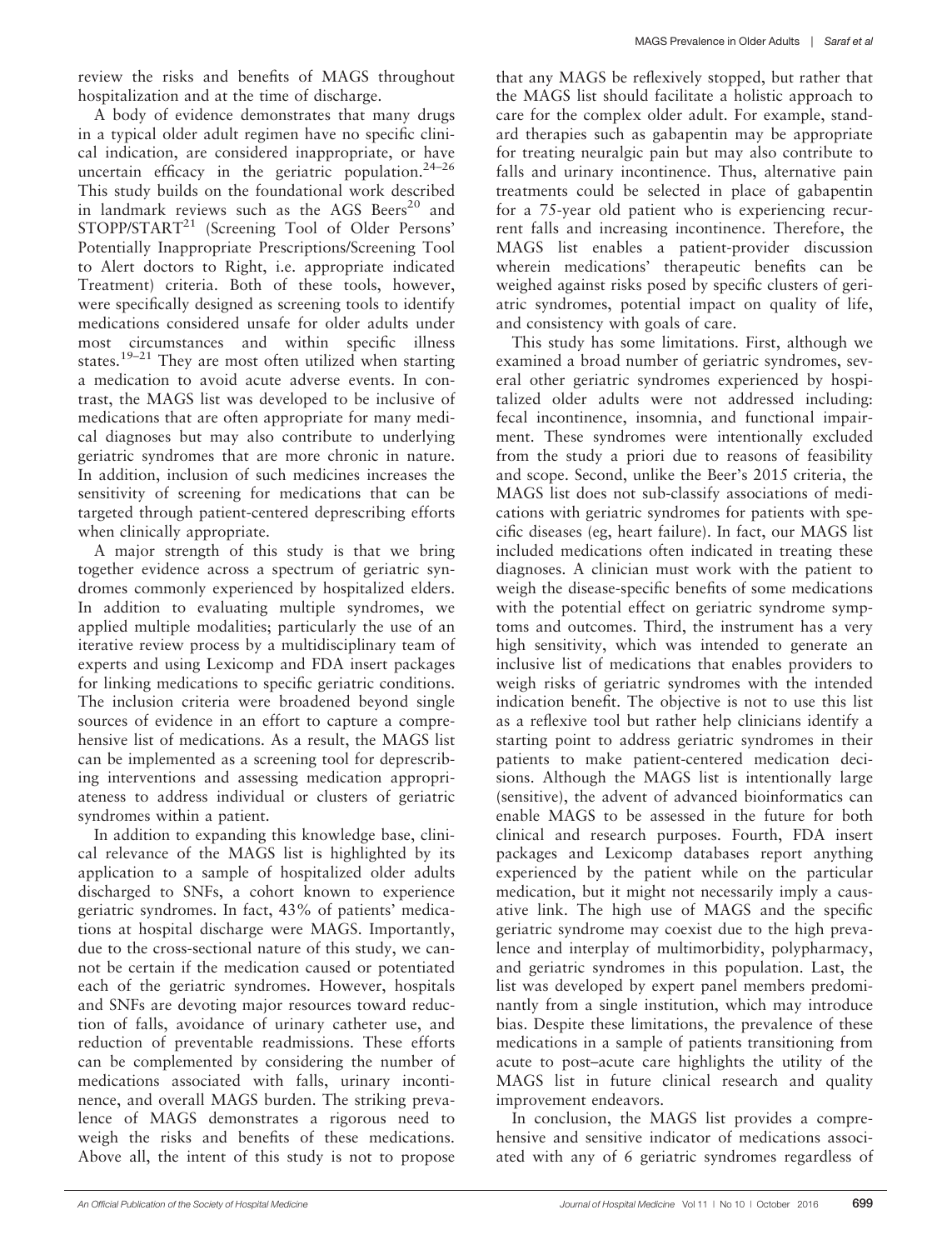review the risks and benefits of MAGS throughout hospitalization and at the time of discharge.

A body of evidence demonstrates that many drugs in a typical older adult regimen have no specific clinical indication, are considered inappropriate, or have uncertain efficacy in the geriatric population.[24–26] This study builds on the foundational work described in landmark reviews such as the AGS Beers[20] and STOPP/START[21] (Screening Tool of Older Persons' Potentially Inappropriate Prescriptions/Screening Tool to Alert doctors to Right, i.e. appropriate indicated Treatment) criteria. Both of these tools, however, were specifically designed as screening tools to identify medications considered unsafe for older adults under most circumstances and within specific illness states.[19–21] They are most often utilized when starting a medication to avoid acute adverse events. In contrast, the MAGS list was developed to be inclusive of medications that are often appropriate for many medical diagnoses but may also contribute to underlying geriatric syndromes that are more chronic in nature. In addition, inclusion of such medicines increases the sensitivity of screening for medications that can be targeted through patient-centered deprescribing efforts when clinically appropriate.

A major strength of this study is that we bring together evidence across a spectrum of geriatric syndromes commonly experienced by hospitalized elders. In addition to evaluating multiple syndromes, we applied multiple modalities; particularly the use of an iterative review process by a multidisciplinary team of experts and using Lexicomp and FDA insert packages for linking medications to specific geriatric conditions. The inclusion criteria were broadened beyond single sources of evidence in an effort to capture a comprehensive list of medications. As a result, the MAGS list can be implemented as a screening tool for deprescribing interventions and assessing medication appropriateness to address individual or clusters of geriatric syndromes within a patient.

In addition to expanding this knowledge base, clinical relevance of the MAGS list is highlighted by its application to a sample of hospitalized older adults discharged to SNFs, a cohort known to experience geriatric syndromes. In fact, 43% of patients' medications at hospital discharge were MAGS. Importantly, due to the cross-sectional nature of this study, we cannot be certain if the medication caused or potentiated each of the geriatric syndromes. However, hospitals and SNFs are devoting major resources toward reduction of falls, avoidance of urinary catheter use, and reduction of preventable readmissions. These efforts can be complemented by considering the number of medications associated with falls, urinary incontinence, and overall MAGS burden. The striking prevalence of MAGS demonstrates a rigorous need to weigh the risks and benefits of these medications. Above all, the intent of this study is not to propose that any MAGS be reflexively stopped, but rather that the MAGS list should facilitate a holistic approach to care for the complex older adult. For example, standard therapies such as gabapentin may be appropriate for treating neuralgic pain but may also contribute to falls and urinary incontinence. Thus, alternative pain treatments could be selected in place of gabapentin for a 75-year old patient who is experiencing recurrent falls and increasing incontinence. Therefore, the MAGS list enables a patient-provider discussion wherein medications' therapeutic benefits can be weighed against risks posed by specific clusters of geriatric syndromes, potential impact on quality of life, and consistency with goals of care.

This study has some limitations. First, although we examined a broad number of geriatric syndromes, several other geriatric syndromes experienced by hospitalized older adults were not addressed including: fecal incontinence, insomnia, and functional impairment. These syndromes were intentionally excluded from the study a priori due to reasons of feasibility and scope. Second, unlike the Beer's 2015 criteria, the MAGS list does not sub-classify associations of medications with geriatric syndromes for patients with specific diseases (eg, heart failure). In fact, our MAGS list included medications often indicated in treating these diagnoses. A clinician must work with the patient to weigh the disease-specific benefits of some medications with the potential effect on geriatric syndrome symptoms and outcomes. Third, the instrument has a very high sensitivity, which was intended to generate an inclusive list of medications that enables providers to weigh risks of geriatric syndromes with the intended indication benefit. The objective is not to use this list as a reflexive tool but rather help clinicians identify a starting point to address geriatric syndromes in their patients to make patient-centered medication decisions. Although the MAGS list is intentionally large (sensitive), the advent of advanced bioinformatics can enable MAGS to be assessed in the future for both clinical and research purposes. Fourth, FDA insert packages and Lexicomp databases report anything experienced by the patient while on the particular medication, but it might not necessarily imply a causative link. The high use of MAGS and the specific geriatric syndrome may coexist due to the high prevalence and interplay of multimorbidity, polypharmacy, and geriatric syndromes in this population. Last, the list was developed by expert panel members predominantly from a single institution, which may introduce bias. Despite these limitations, the prevalence of these medications in a sample of patients transitioning from acute to post–acute care highlights the utility of the MAGS list in future clinical research and quality improvement endeavors.

In conclusion, the MAGS list provides a comprehensive and sensitive indicator of medications associated with any of 6 geriatric syndromes regardless of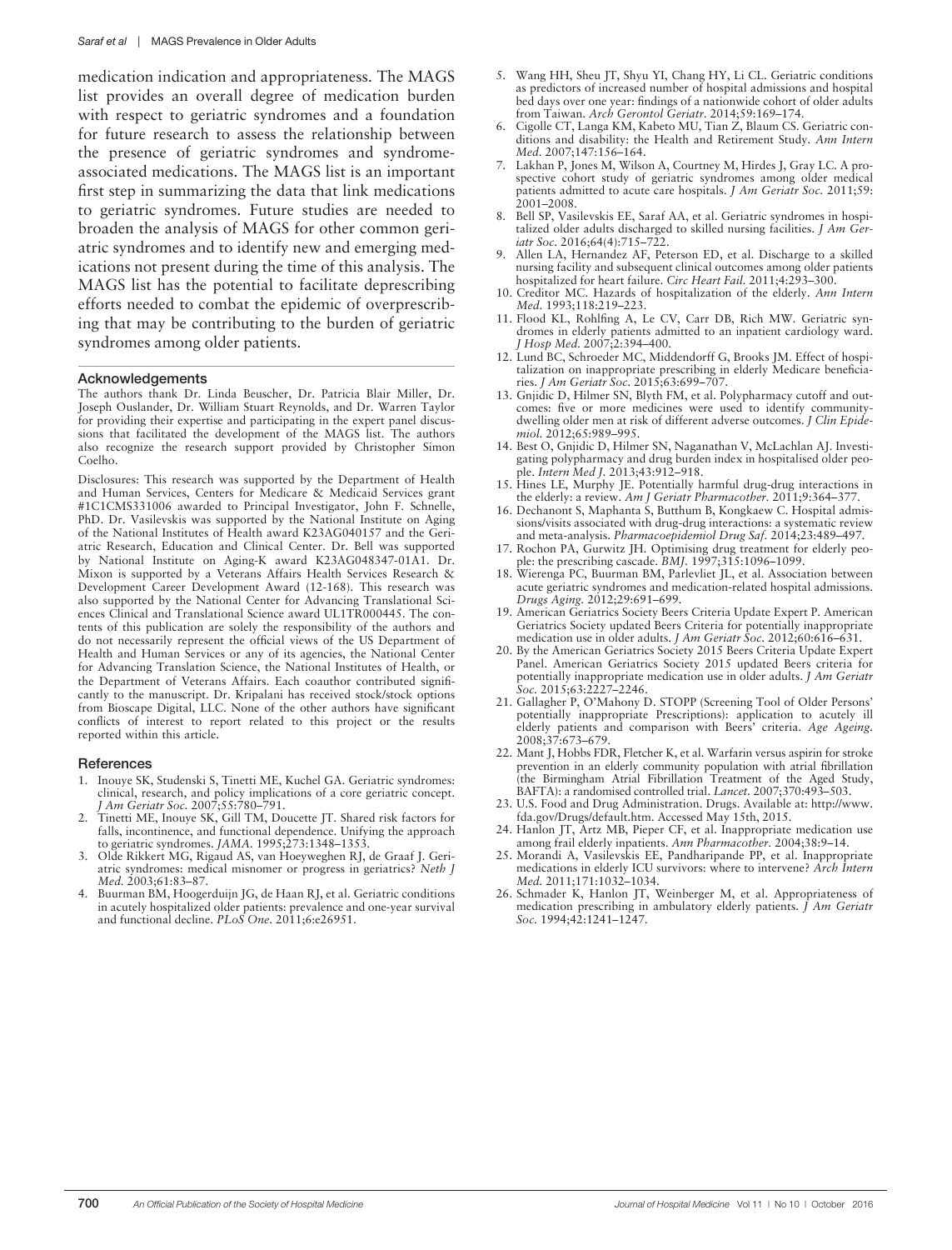medication indication and appropriateness. The MAGS list provides an overall degree of medication burden with respect to geriatric syndromes and a foundation for future research to assess the relationship between the presence of geriatric syndromes and syndrome-associated medications. The MAGS list is an important first step in summarizing the data that link medications to geriatric syndromes. Future studies are needed to broaden the analysis of MAGS for other common geriatric syndromes and to identify new and emerging medications not present during the time of this analysis. The MAGS list has the potential to facilitate deprescribing efforts needed to combat the epidemic of overprescribing that may be contributing to the burden of geriatric syndromes among older patients.

## Acknowledgements

The authors thank Dr. Linda Beuscher, Dr. Patricia Blair Miller, Dr. Joseph Ouslander, Dr. William Stuart Reynolds, and Dr. Warren Taylor for providing their expertise and participating in the expert panel discussions that facilitated the development of the MAGS list. The authors also recognize the research support provided by Christopher Simon Coelho.

Disclosures: This research was supported by the Department of Health and Human Services, Centers for Medicare & Medicaid Services grant #1C1CMS331006 awarded to Principal Investigator, John F. Schnelle, PhD. Dr. Vasilevskis was supported by the National Institute on Aging of the National Institutes of Health award K23AG040157 and the Geriatric Research, Education and Clinical Center. Dr. Bell was supported by National Institute on Aging-K award K23AG048347-01A1. Dr. Mixon is supported by a Veterans Affairs Health Services Research & Development Career Development Award (12-168). This research was also supported by the National Center for Advancing Translational Sciences Clinical and Translational Science award UL1TR000445. The contents of this publication are solely the responsibility of the authors and do not necessarily represent the official views of the US Department of Health and Human Services or any of its agencies, the National Center for Advancing Translation Science, the National Institutes of Health, or the Department of Veterans Affairs. Each coauthor contributed significantly to the manuscript. Dr. Kripalani has received stock/stock options from Bioscape Digital, LLC. None of the other authors have significant conflicts of interest to report related to this project or the results reported within this article.

## References

1. Inouye SK, Studenski S, Tinetti ME, Kuchel GA. Geriatric syndromes: clinical, research, and policy implications of a core geriatric concept. *J Am Geriatr Soc.* 2007;55:780–791.
2. Tinetti ME, Inouye SK, Gill TM, Doucette JT. Shared risk factors for falls, incontinence, and functional dependence. Unifying the approach to geriatric syndromes. *JAMA.* 1995;273:1348–1353.
3. Olde Rikkert MG, Rigaud AS, van Hoeyweghen RJ, de Graaf J. Geriatric syndromes: medical misnomer or progress in geriatrics? *Neth J Med.* 2003;61:83–87.
4. Buurman BM, Hoogerduijn JG, de Haan RJ, et al. Geriatric conditions in acutely hospitalized older patients: prevalence and one-year survival and functional decline. *PLoS One.* 2011;6:e26951.
5. Wang HH, Sheu JT, Shyu YI, Chang HY, Li CL. Geriatric conditions as predictors of increased number of hospital admissions and hospital bed days over one year: findings of a nationwide cohort of older adults from Taiwan. *Arch Gerontol Geriatr.* 2014;59:169–174.
6. Cigolle CT, Langa KM, Kabeto MU, Tian Z, Blaum CS. Geriatric conditions and disability: the Health and Retirement Study. *Ann Intern Med.* 2007;147:156–164.
7. Lakhan P, Jones M, Wilson A, Courtney M, Hirdes J, Gray LC. A prospective cohort study of geriatric syndromes among older medical patients admitted to acute care hospitals. *J Am Geriatr Soc.* 2011;59: 2001–2008.
8. Bell SP, Vasilevskis EE, Saraf AA, et al. Geriatric syndromes in hospitalized older adults discharged to skilled nursing facilities. *J Am Geriatr Soc.* 2016;64(4):715–722.
9. Allen LA, Hernandez AF, Peterson ED, et al. Discharge to a skilled nursing facility and subsequent clinical outcomes among older patients hospitalized for heart failure. *Circ Heart Fail.* 2011;4:293–300.
10. Creditor MC. Hazards of hospitalization of the elderly. *Ann Intern Med.* 1993;118:219–223.
11. Flood KL, Rohlfing A, Le CV, Carr DB, Rich MW. Geriatric syndromes in elderly patients admitted to an inpatient cardiology ward. *J Hosp Med.* 2007;2:394–400.
12. Lund BC, Schroeder MC, Middendorff G, Brooks JM. Effect of hospitalization on inappropriate prescribing in elderly Medicare beneficiaries. *J Am Geriatr Soc.* 2015;63:699–707.
13. Gnjidic D, Hilmer SN, Blyth FM, et al. Polypharmacy cutoff and outcomes: five or more medicines were used to identify community-dwelling older men at risk of different adverse outcomes. *J Clin Epidemiol.* 2012;65:989–995.
14. Best O, Gnjidic D, Hilmer SN, Naganathan V, McLachlan AJ. Investigating polypharmacy and drug burden index in hospitalised older people. *Intern Med J.* 2013;43:912–918.
15. Hines LE, Murphy JE. Potentially harmful drug-drug interactions in the elderly: a review. *Am J Geriatr Pharmacother.* 2011;9:364–377.
16. Dechanont S, Maphanta S, Butthum B, Kongkaew C. Hospital admissions/visits associated with drug-drug interactions: a systematic review and meta-analysis. *Pharmacoepidemiol Drug Saf.* 2014;23:489–497.
17. Rochon PA, Gurwitz JH. Optimising drug treatment for elderly people: the prescribing cascade. *BMJ.* 1997;315:1096–1099.
18. Wierenga PC, Buurman BM, Parlevliet JL, et al. Association between acute geriatric syndromes and medication-related hospital admissions. *Drugs Aging.* 2012;29:691–699.
19. American Geriatrics Society Beers Criteria Update Expert P. American Geriatrics Society updated Beers Criteria for potentially inappropriate medication use in older adults. *J Am Geriatr Soc.* 2012;60:616–631.
20. By the American Geriatrics Society 2015 Beers Criteria Update Expert Panel. American Geriatrics Society 2015 updated Beers criteria for potentially inappropriate medication use in older adults. *J Am Geriatr Soc.* 2015;63:2227–2246.
21. Gallagher P, O'Mahony D. STOPP (Screening Tool of Older Persons' potentially inappropriate Prescriptions): application to acutely ill elderly patients and comparison with Beers' criteria. *Age Ageing.* 2008;37:673–679.
22. Mant J, Hobbs FDR, Fletcher K, et al. Warfarin versus aspirin for stroke prevention in an elderly community population with atrial fibrillation (the Birmingham Atrial Fibrillation Treatment of the Aged Study, BAFTA): a randomised controlled trial. *Lancet.* 2007;370:493–503.
23. U.S. Food and Drug Administration. Drugs. Available at: http://www.fda.gov/Drugs/default.htm. Accessed May 15th, 2015.
24. Hanlon JT, Artz MB, Pieper CF, et al. Inappropriate medication use among frail elderly inpatients. *Ann Pharmacother.* 2004;38:9–14.
25. Morandi A, Vasilevskis EE, Pandharipande PP, et al. Inappropriate medications in elderly ICU survivors: where to intervene? *Arch Intern Med.* 2011;171:1032–1034.
26. Schmader K, Hanlon JT, Weinberger M, et al. Appropriateness of medication prescribing in ambulatory elderly patients. *J Am Geriatr Soc.* 1994;42:1241–1247.